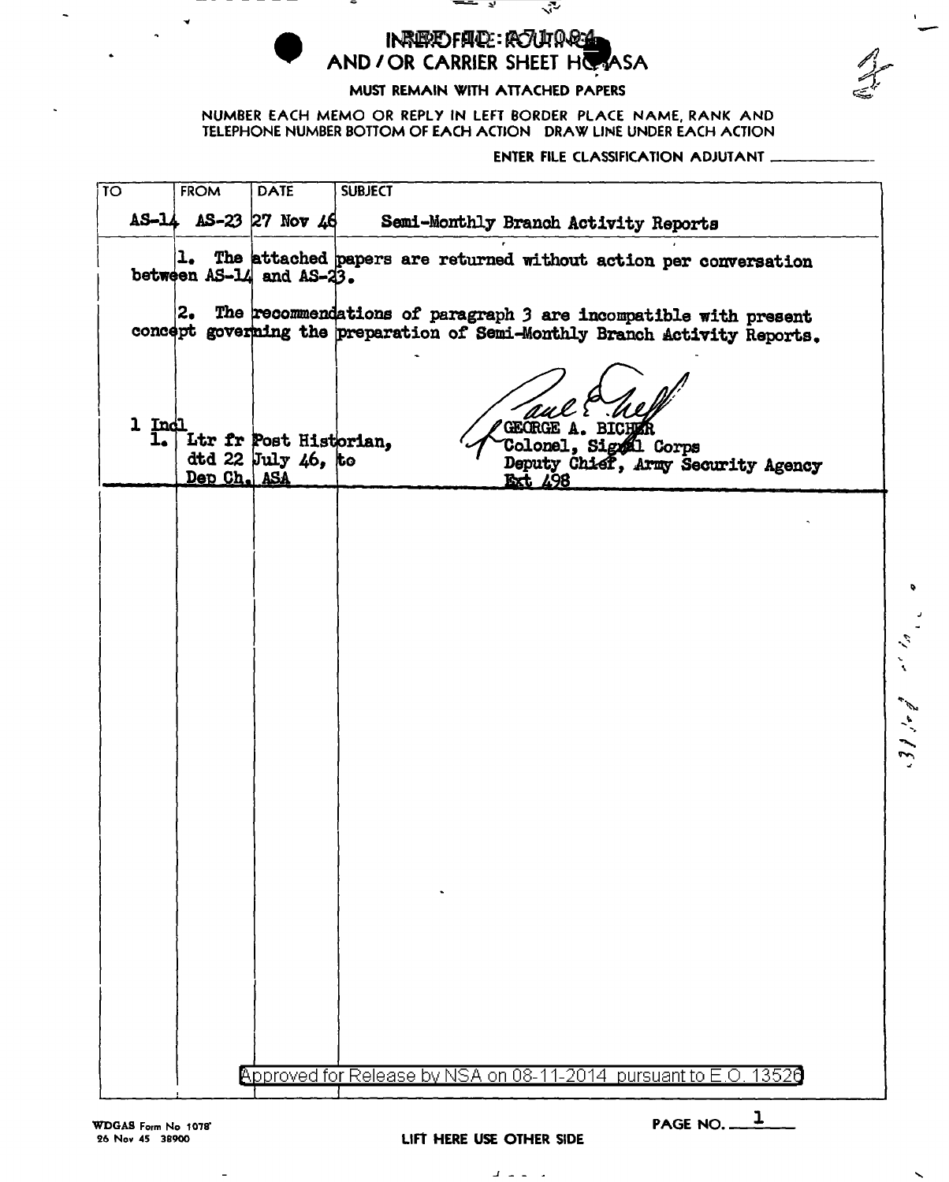REF ID: A71084

# INTEROFFICE ROUTING AND / OR CARRIER SHEET HQ ASA

MUST REMAIN WITH ATTACHED PAPERS

NUMBER EACH MEMO OR REPLY IN LEFT BORDER PLACE NAME, RANK AND TELEPHONE NUMBER BOTTOM OF EACH ACTION DRAW LINE UNDER EACH ACTION

ENTER FILE CLASSIFICATION ADJUTANT ____________

| TO | FROM | DATE | SUBJECT |
|---|---|---|---|
| AS-14 | AS-23 | 27 Nov 46 | Semi-Monthly Branch Activity Reports |

1. The attached papers are returned without action per conversation between AS-14 and AS-23.

2. The recommendations of paragraph 3 are incompatible with present concept governing the preparation of Semi-Monthly Branch Activity Reports.

1 Incl
1. Ltr fr Post Historian, dtd 22 July 46, to Dep Ch, ASA

Paul E. Neff
GEORGE A. BICHER
Colonel, Signal Corps
Deputy Chief, Army Security Agency
Ext 498

Approved for Release by NSA on 08-11-2014 pursuant to E.O. 13526

WDGAS Form No 1078
26 Nov 45 38900

LIFT HERE USE OTHER SIDE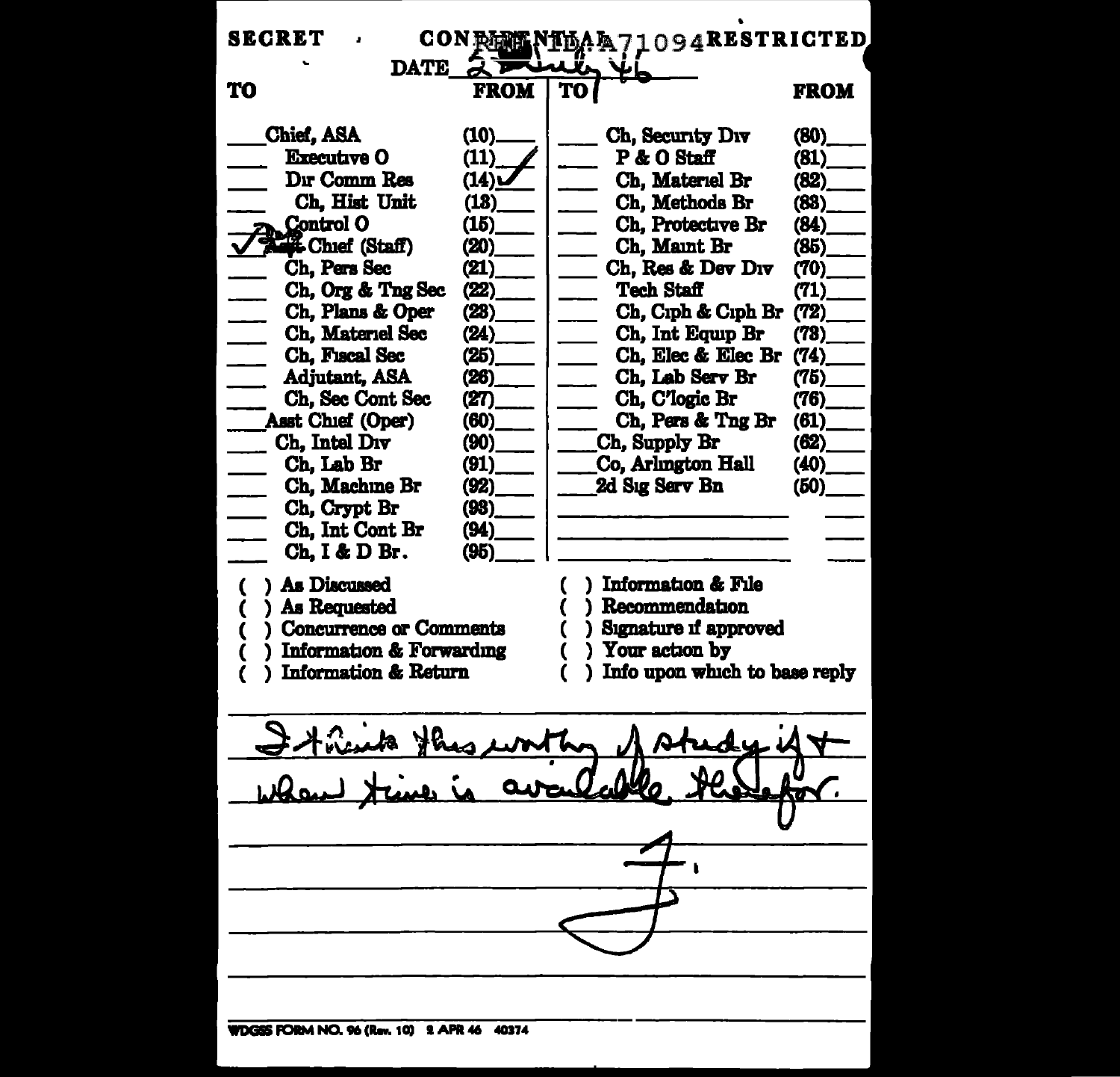SECRET · CONFIDENTIAL · REF ID:A71094 · RESTRICTED

DATE 2 July 46

| TO | | FROM | TO | | FROM |
|---|---|---|---|---|---|
| | Chief, ASA | (10) | | Ch, Security Div | (80) |
| | Executive O | (11) ✓ | | P & O Staff | (81) |
| | Dir Comm Res | (14) ✓ | | Ch, Materiel Br | (82) |
| | Ch, Hist Unit | (13) | | Ch, Methods Br | (83) |
| | Control O | (15) | | Ch, Protective Br | (84) |
| ✓ | Asst Chief (Staff) | (20) | | Ch, Maint Br | (85) |
| | Ch, Pers Sec | (21) | | Ch, Res & Dev Div | (70) |
| | Ch, Org & Tng Sec | (22) | | Tech Staff | (71) |
| | Ch, Plans & Oper | (23) | | Ch, Ciph & Ciph Br | (72) |
| | Ch, Materiel Sec | (24) | | Ch, Int Equip Br | (73) |
| | Ch, Fiscal Sec | (25) | | Ch, Elec & Elec Br | (74) |
| | Adjutant, ASA | (26) | | Ch, Lab Serv Br | (75) |
| | Ch, Sec Cont Sec | (27) | | Ch, C'logic Br | (76) |
| | Asst Chief (Oper) | (60) | | Ch, Pers & Tng Br | (61) |
| | Ch, Intel Div | (90) | | Ch, Supply Br | (62) |
| | Ch, Lab Br | (91) | | Co, Arlington Hall | (40) |
| | Ch, Machine Br | (92) | | 2d Sig Serv Bn | (50) |
| | Ch, Crypt Br | (93) | | | |
| | Ch, Int Cont Br | (94) | | | |
| | Ch, I & D Br. | (95) | | | |

( ) As Discussed
( ) As Requested
( ) Concurrence or Comments
( ) Information & Forwarding
( ) Information & Return

( ) Information & File
( ) Recommendation
( ) Signature if approved
( ) Your action by
( ) Info upon which to base reply

I think this worthy of study if + when time is available therefor.

F.

WDGSS FORM NO. 96 (Rev. 10) 2 APR 46 40374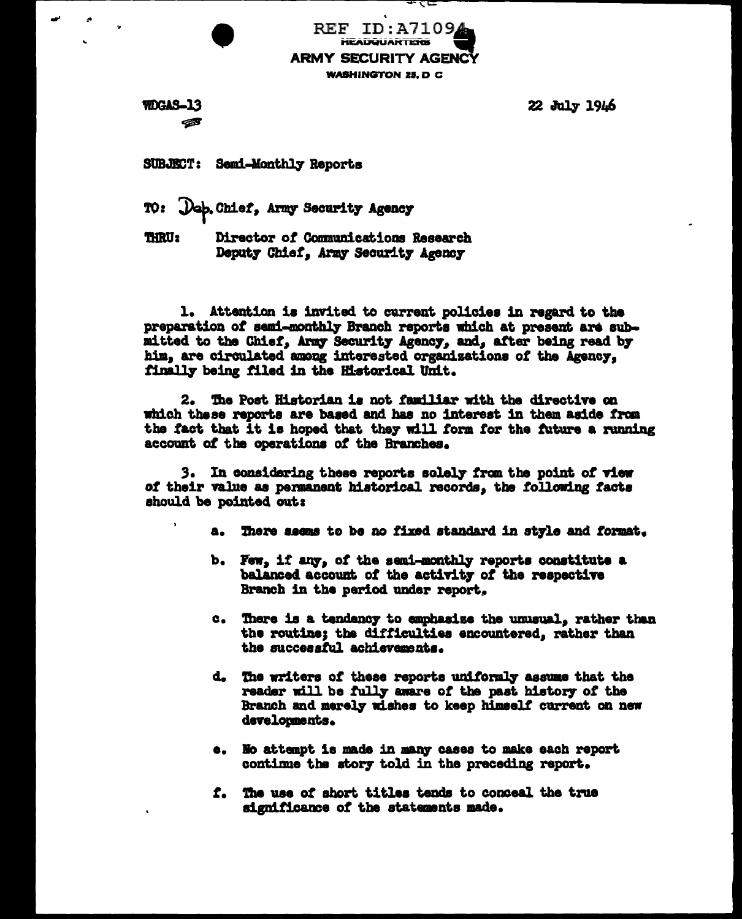REF ID:A71094

HEADQUARTERS
ARMY SECURITY AGENCY
WASHINGTON 25, D C

WDGAS-13

22 July 1946

SUBJECT: Semi-Monthly Reports

TO: Dep. Chief, Army Security Agency

THRU: Director of Communications Research
Deputy Chief, Army Security Agency

1. Attention is invited to current policies in regard to the preparation of semi-monthly Branch reports which at present are submitted to the Chief, Army Security Agency, and, after being read by him, are circulated among interested organizations of the Agency, finally being filed in the Historical Unit.

2. The Post Historian is not familiar with the directive on which these reports are based and has no interest in them aside from the fact that it is hoped that they will form for the future a running account of the operations of the Branches.

3. In considering these reports solely from the point of view of their value as permanent historical records, the following facts should be pointed out:

a. There seems to be no fixed standard in style and format.

b. Few, if any, of the semi-monthly reports constitute a balanced account of the activity of the respective Branch in the period under report.

c. There is a tendency to emphasize the unusual, rather than the routine; the difficulties encountered, rather than the successful achievements.

d. The writers of these reports uniformly assume that the reader will be fully aware of the past history of the Branch and merely wishes to keep himself current on new developments.

e. No attempt is made in many cases to make each report continue the story told in the preceding report.

f. The use of short titles tends to conceal the true significance of the statements made.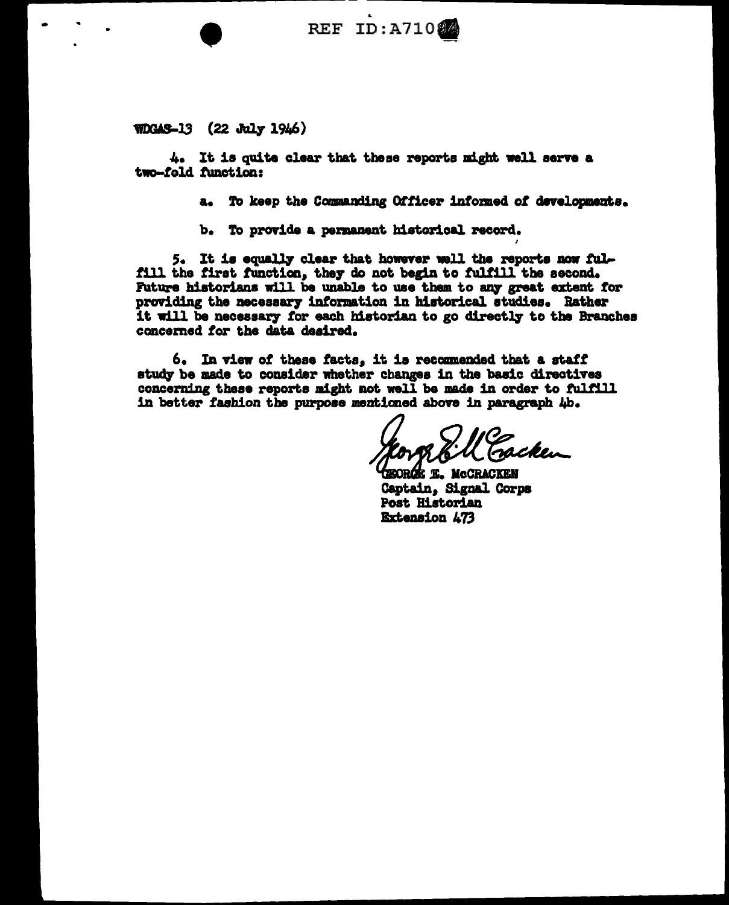WDGAS-13 (22 July 1946)

4. It is quite clear that these reports might well serve a two-fold function:

a. To keep the Commanding Officer informed of developments.

b. To provide a permanent historical record.

5. It is equally clear that however well the reports now fulfill the first function, they do not begin to fulfill the second. Future historians will be unable to use them to any great extent for providing the necessary information in historical studies. Rather it will be necessary for each historian to go directly to the Branches concerned for the data desired.

6. In view of these facts, it is recommended that a staff study be made to consider whether changes in the basic directives concerning these reports might not well be made in order to fulfill in better fashion the purpose mentioned above in paragraph 4b.

George E. McCracken

GEORGE E. McCRACKEN
Captain, Signal Corps
Post Historian
Extension 473